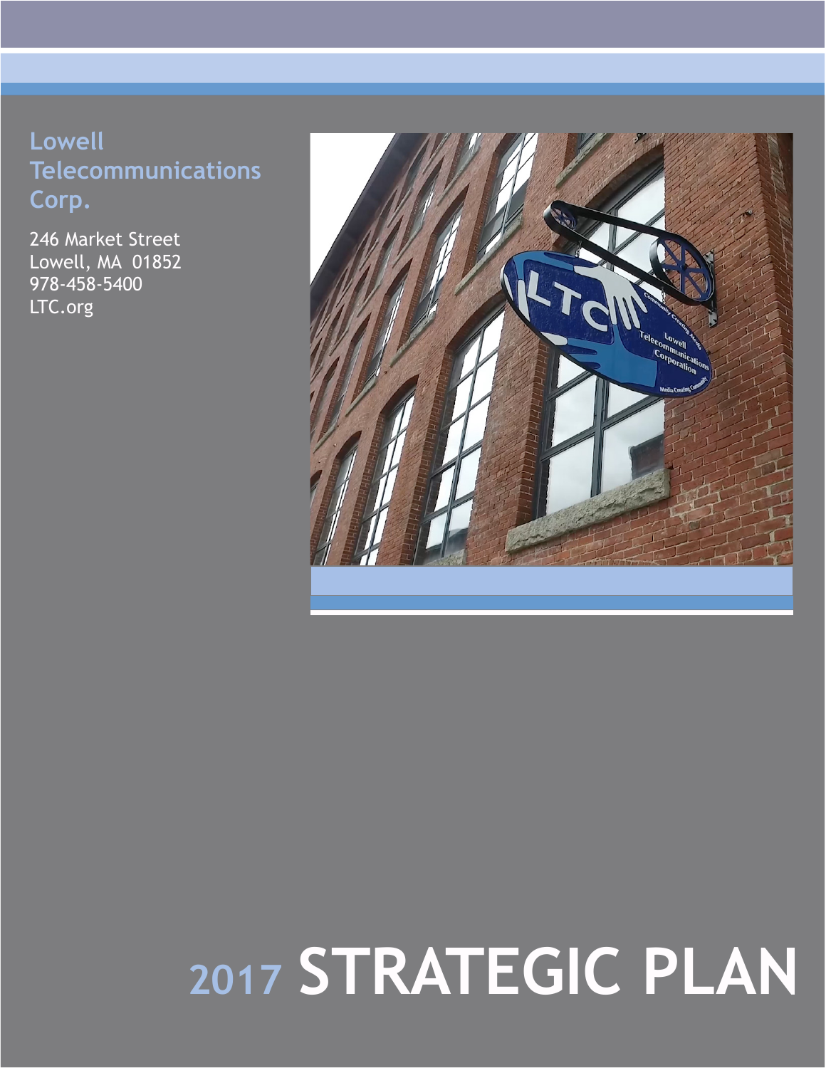**Lowell Telecommunications Corp.**

246 Market Street
Lowell, MA 01852
978-458-5400
LTC.org

# 2017 STRATEGIC PLAN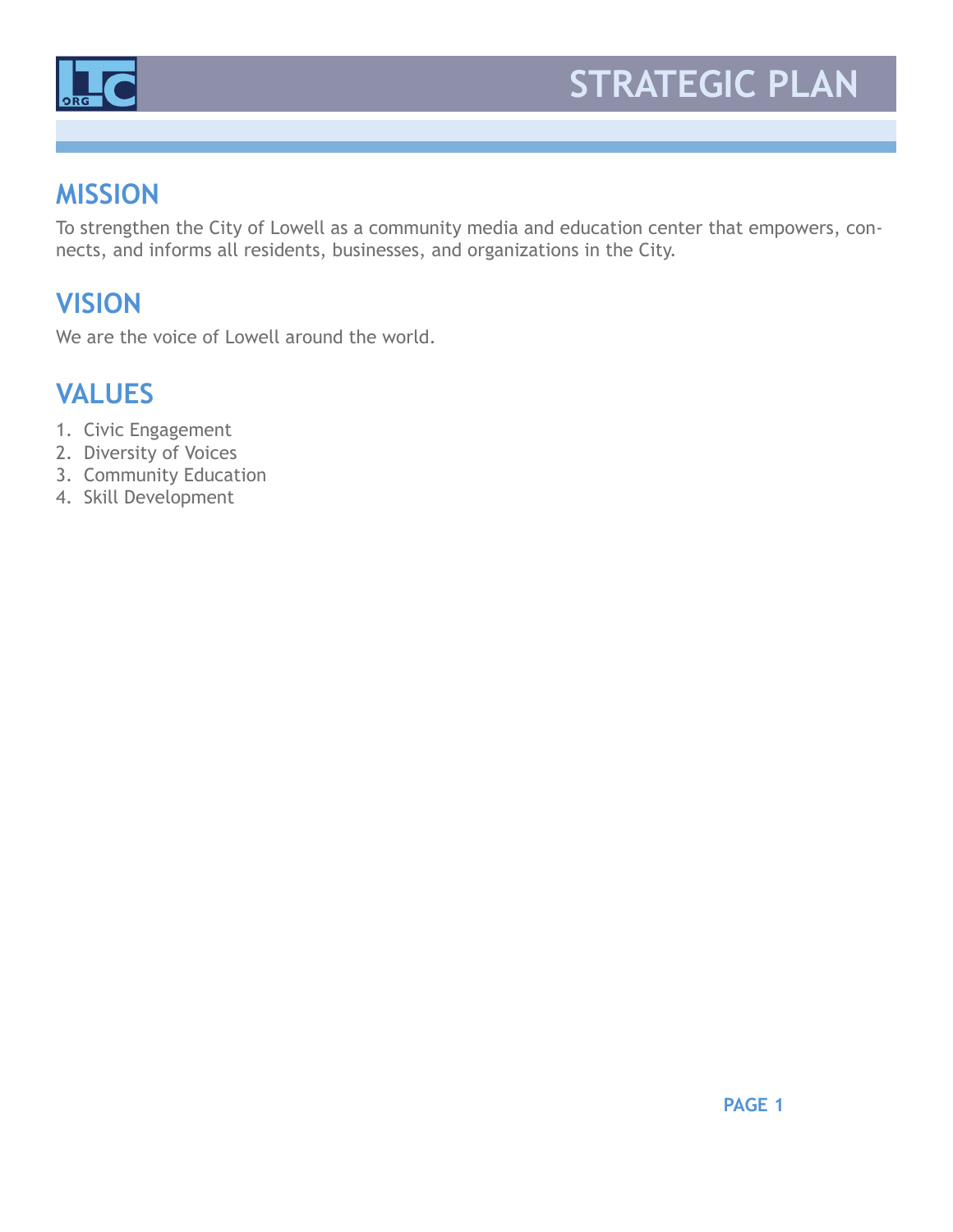# STRATEGIC PLAN

## MISSION

To strengthen the City of Lowell as a community media and education center that empowers, connects, and informs all residents, businesses, and organizations in the City.

## VISION

We are the voice of Lowell around the world.

## VALUES

1. Civic Engagement
2. Diversity of Voices
3. Community Education
4. Skill Development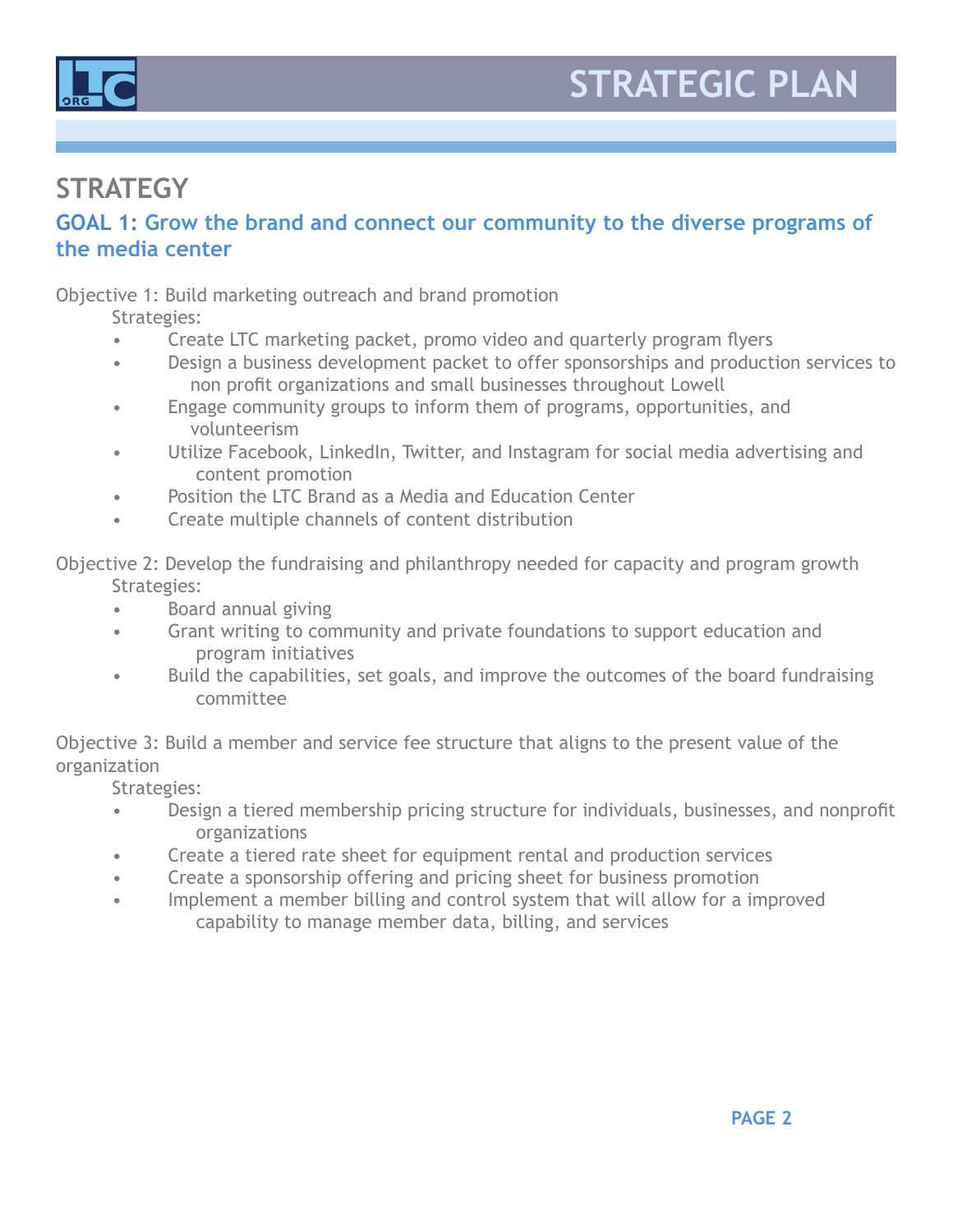## STRATEGY

### GOAL 1: Grow the brand and connect our community to the diverse programs of the media center

Objective 1: Build marketing outreach and brand promotion

Strategies:

- Create LTC marketing packet, promo video and quarterly program flyers
- Design a business development packet to offer sponsorships and production services to non profit organizations and small businesses throughout Lowell
- Engage community groups to inform them of programs, opportunities, and volunteerism
- Utilize Facebook, LinkedIn, Twitter, and Instagram for social media advertising and content promotion
- Position the LTC Brand as a Media and Education Center
- Create multiple channels of content distribution

Objective 2: Develop the fundraising and philanthropy needed for capacity and program growth

Strategies:

- Board annual giving
- Grant writing to community and private foundations to support education and program initiatives
- Build the capabilities, set goals, and improve the outcomes of the board fundraising committee

Objective 3: Build a member and service fee structure that aligns to the present value of the organization

Strategies:

- Design a tiered membership pricing structure for individuals, businesses, and nonprofit organizations
- Create a tiered rate sheet for equipment rental and production services
- Create a sponsorship offering and pricing sheet for business promotion
- Implement a member billing and control system that will allow for a improved capability to manage member data, billing, and services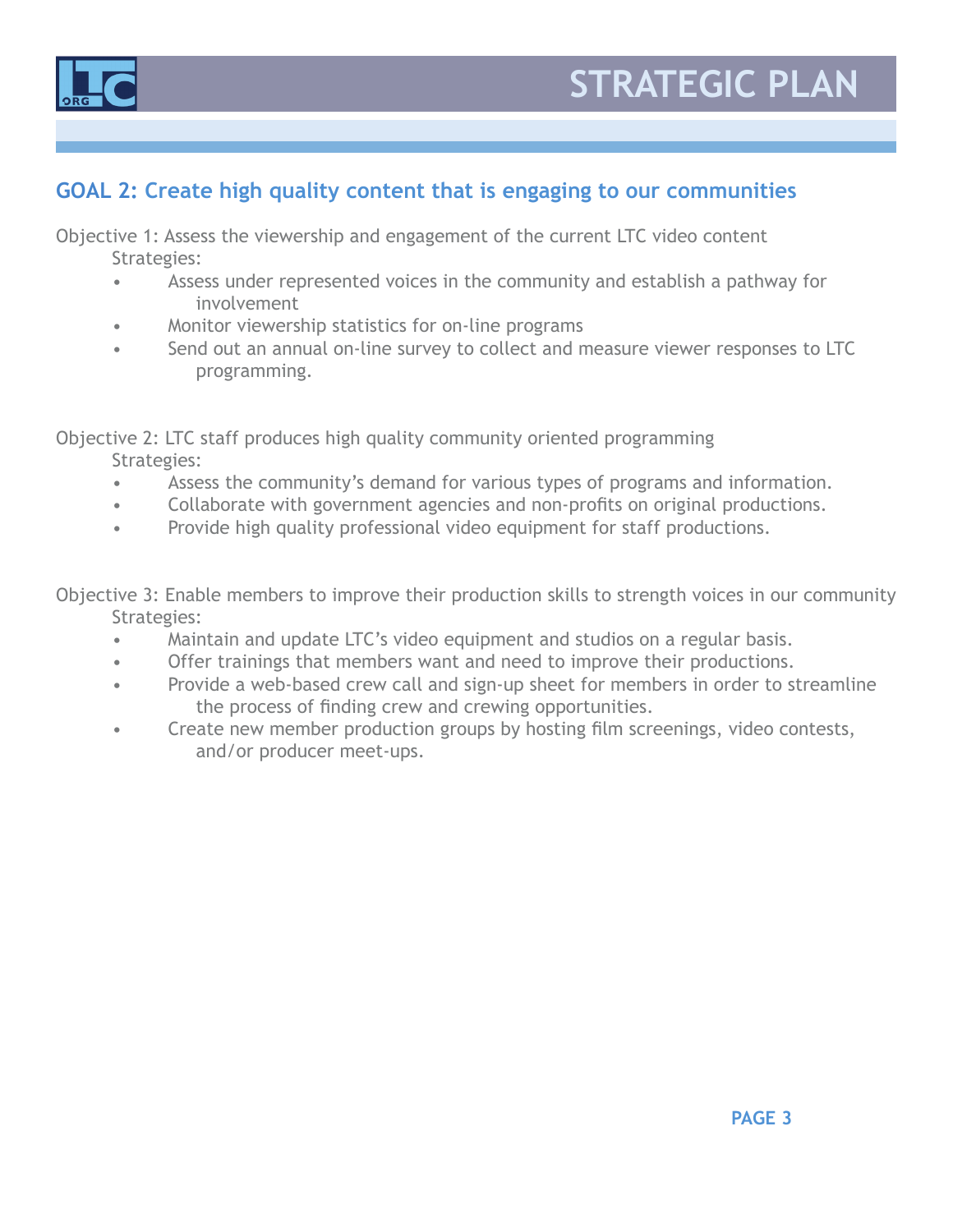## GOAL 2: Create high quality content that is engaging to our communities

Objective 1: Assess the viewership and engagement of the current LTC video content

Strategies:

- Assess under represented voices in the community and establish a pathway for involvement
- Monitor viewership statistics for on-line programs
- Send out an annual on-line survey to collect and measure viewer responses to LTC programming.

Objective 2: LTC staff produces high quality community oriented programming

Strategies:

- Assess the community's demand for various types of programs and information.
- Collaborate with government agencies and non-profits on original productions.
- Provide high quality professional video equipment for staff productions.

Objective 3: Enable members to improve their production skills to strength voices in our community

Strategies:

- Maintain and update LTC's video equipment and studios on a regular basis.
- Offer trainings that members want and need to improve their productions.
- Provide a web-based crew call and sign-up sheet for members in order to streamline the process of finding crew and crewing opportunities.
- Create new member production groups by hosting film screenings, video contests, and/or producer meet-ups.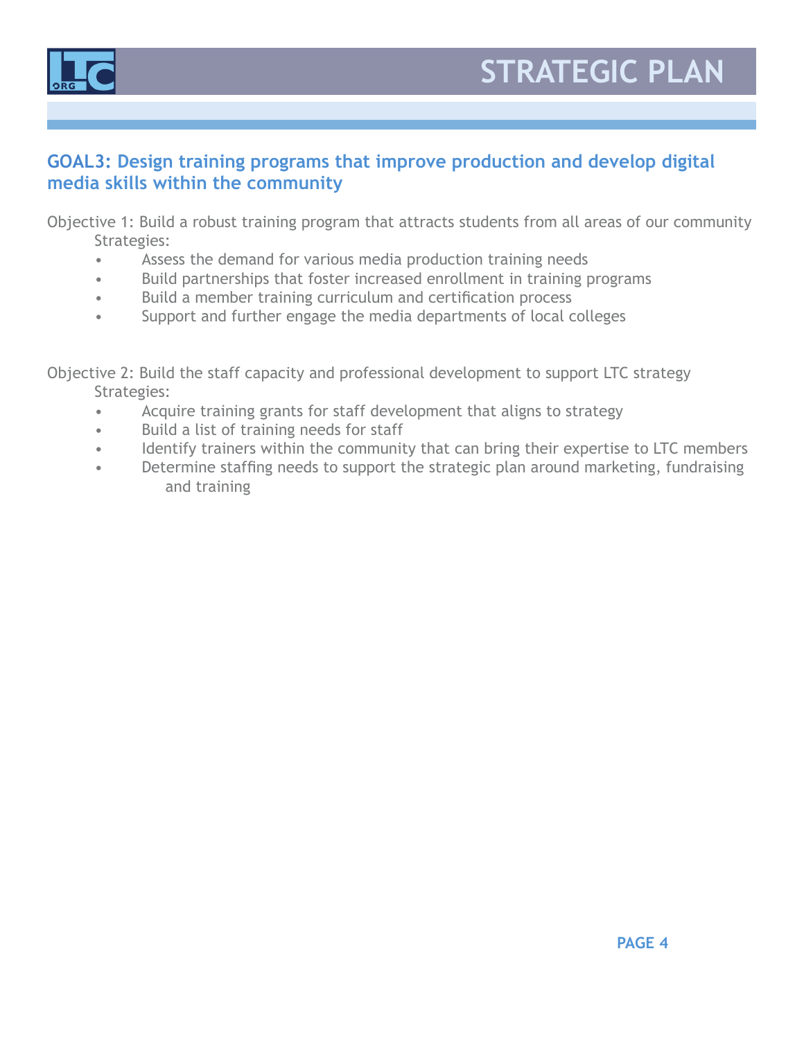## GOAL3: Design training programs that improve production and develop digital media skills within the community

Objective 1: Build a robust training program that attracts students from all areas of our community

Strategies:

- Assess the demand for various media production training needs
- Build partnerships that foster increased enrollment in training programs
- Build a member training curriculum and certification process
- Support and further engage the media departments of local colleges

Objective 2: Build the staff capacity and professional development to support LTC strategy

Strategies:

- Acquire training grants for staff development that aligns to strategy
- Build a list of training needs for staff
- Identify trainers within the community that can bring their expertise to LTC members
- Determine staffing needs to support the strategic plan around marketing, fundraising and training